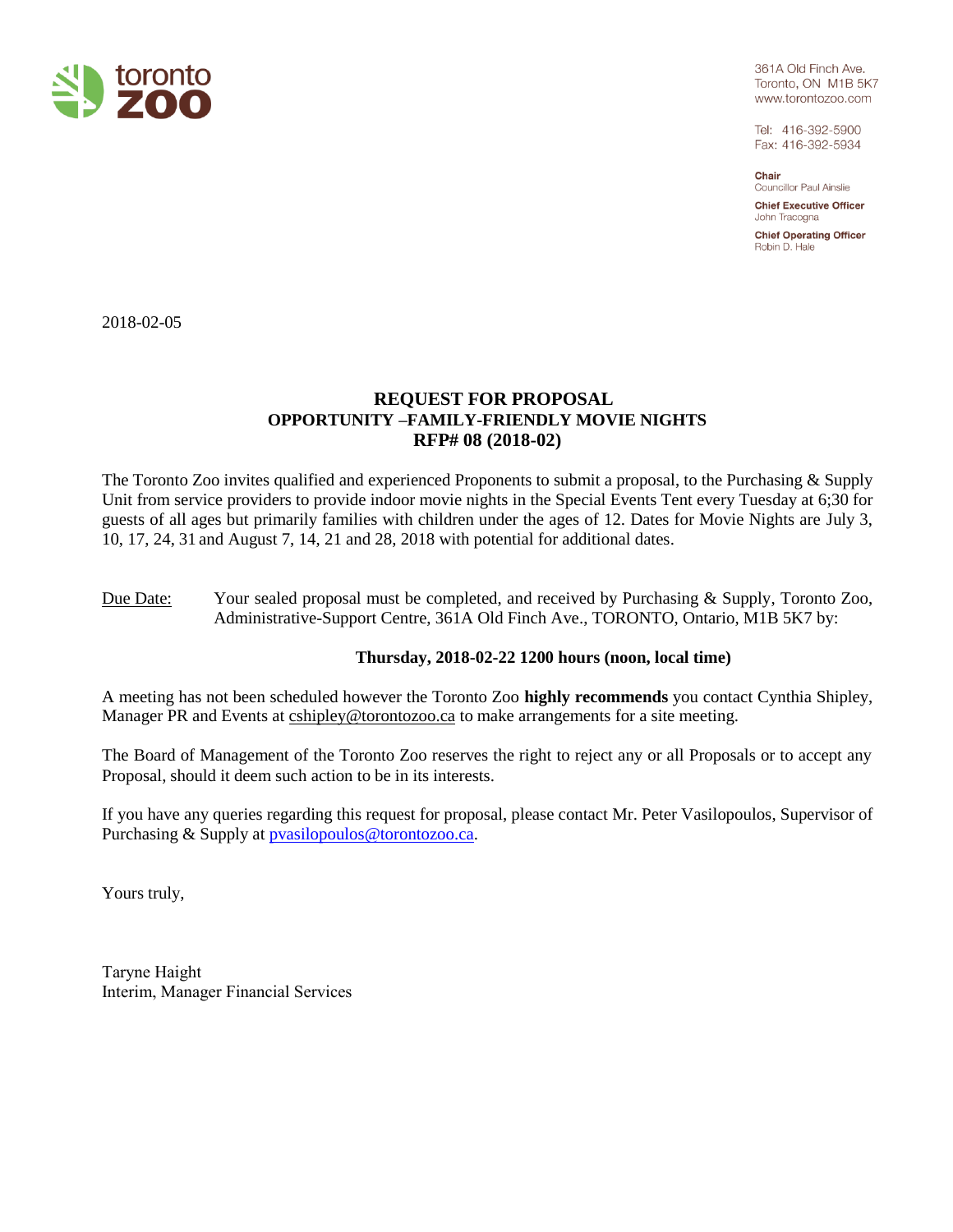361A Old Finch Ave.
Toronto, ON M1B 5K7
www.torontozoo.com

Tel: 416-392-5900
Fax: 416-392-5934

**Chair**
Councillor Paul Ainslie

**Chief Executive Officer**
John Tracogna

**Chief Operating Officer**
Robin D. Hale

2018-02-05

# REQUEST FOR PROPOSAL
## OPPORTUNITY –FAMILY-FRIENDLY MOVIE NIGHTS
## RFP# 08 (2018-02)

The Toronto Zoo invites qualified and experienced Proponents to submit a proposal, to the Purchasing & Supply Unit from service providers to provide indoor movie nights in the Special Events Tent every Tuesday at 6;30 for guests of all ages but primarily families with children under the ages of 12. Dates for Movie Nights are July 3, 10, 17, 24, 31 and August 7, 14, 21 and 28, 2018 with potential for additional dates.

Due Date: Your sealed proposal must be completed, and received by Purchasing & Supply, Toronto Zoo, Administrative-Support Centre, 361A Old Finch Ave., TORONTO, Ontario, M1B 5K7 by:

**Thursday, 2018-02-22 1200 hours (noon, local time)**

A meeting has not been scheduled however the Toronto Zoo **highly recommends** you contact Cynthia Shipley, Manager PR and Events at cshipley@torontozoo.ca to make arrangements for a site meeting.

The Board of Management of the Toronto Zoo reserves the right to reject any or all Proposals or to accept any Proposal, should it deem such action to be in its interests.

If you have any queries regarding this request for proposal, please contact Mr. Peter Vasilopoulos, Supervisor of Purchasing & Supply at pvasilopoulos@torontozoo.ca.

Yours truly,

Taryne Haight
Interim, Manager Financial Services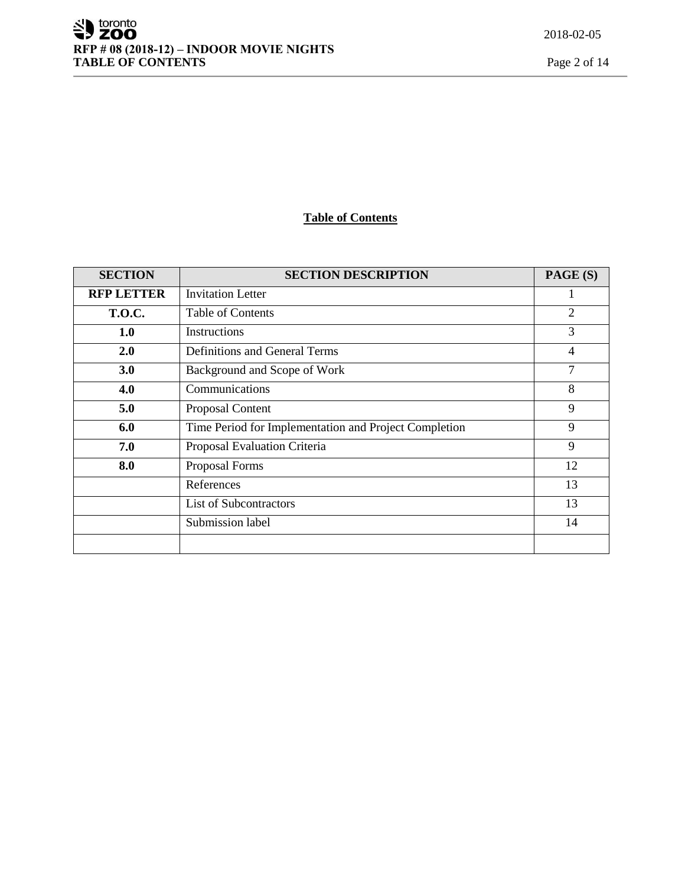# Table of Contents

| SECTION | SECTION DESCRIPTION | PAGE (S) |
|---|---|---|
| **RFP LETTER** | Invitation Letter | 1 |
| **T.O.C.** | Table of Contents | 2 |
| **1.0** | Instructions | 3 |
| **2.0** | Definitions and General Terms | 4 |
| **3.0** | Background and Scope of Work | 7 |
| **4.0** | Communications | 8 |
| **5.0** | Proposal Content | 9 |
| **6.0** | Time Period for Implementation and Project Completion | 9 |
| **7.0** | Proposal Evaluation Criteria | 9 |
| **8.0** | Proposal Forms | 12 |
| | References | 13 |
| | List of Subcontractors | 13 |
| | Submission label | 14 |
| | | |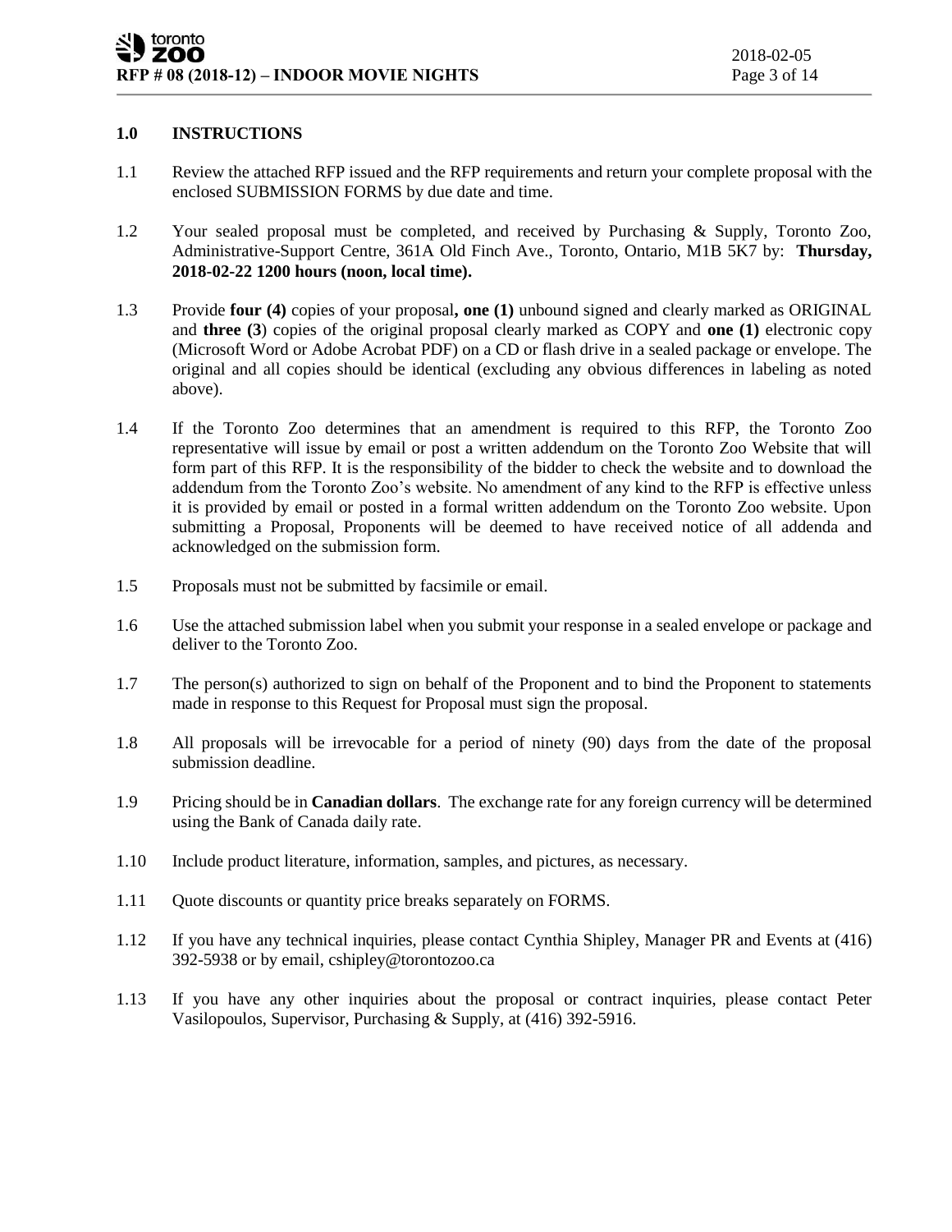## 1.0 INSTRUCTIONS

1.1 Review the attached RFP issued and the RFP requirements and return your complete proposal with the enclosed SUBMISSION FORMS by due date and time.

1.2 Your sealed proposal must be completed, and received by Purchasing & Supply, Toronto Zoo, Administrative-Support Centre, 361A Old Finch Ave., Toronto, Ontario, M1B 5K7 by: **Thursday, 2018-02-22 1200 hours (noon, local time).**

1.3 Provide **four (4)** copies of your proposal**, one (1)** unbound signed and clearly marked as ORIGINAL and **three (3**) copies of the original proposal clearly marked as COPY and **one (1)** electronic copy (Microsoft Word or Adobe Acrobat PDF) on a CD or flash drive in a sealed package or envelope. The original and all copies should be identical (excluding any obvious differences in labeling as noted above).

1.4 If the Toronto Zoo determines that an amendment is required to this RFP, the Toronto Zoo representative will issue by email or post a written addendum on the Toronto Zoo Website that will form part of this RFP. It is the responsibility of the bidder to check the website and to download the addendum from the Toronto Zoo's website. No amendment of any kind to the RFP is effective unless it is provided by email or posted in a formal written addendum on the Toronto Zoo website. Upon submitting a Proposal, Proponents will be deemed to have received notice of all addenda and acknowledged on the submission form.

1.5 Proposals must not be submitted by facsimile or email.

1.6 Use the attached submission label when you submit your response in a sealed envelope or package and deliver to the Toronto Zoo.

1.7 The person(s) authorized to sign on behalf of the Proponent and to bind the Proponent to statements made in response to this Request for Proposal must sign the proposal.

1.8 All proposals will be irrevocable for a period of ninety (90) days from the date of the proposal submission deadline.

1.9 Pricing should be in **Canadian dollars**. The exchange rate for any foreign currency will be determined using the Bank of Canada daily rate.

1.10 Include product literature, information, samples, and pictures, as necessary.

1.11 Quote discounts or quantity price breaks separately on FORMS.

1.12 If you have any technical inquiries, please contact Cynthia Shipley, Manager PR and Events at (416) 392-5938 or by email, cshipley@torontozoo.ca

1.13 If you have any other inquiries about the proposal or contract inquiries, please contact Peter Vasilopoulos, Supervisor, Purchasing & Supply, at (416) 392-5916.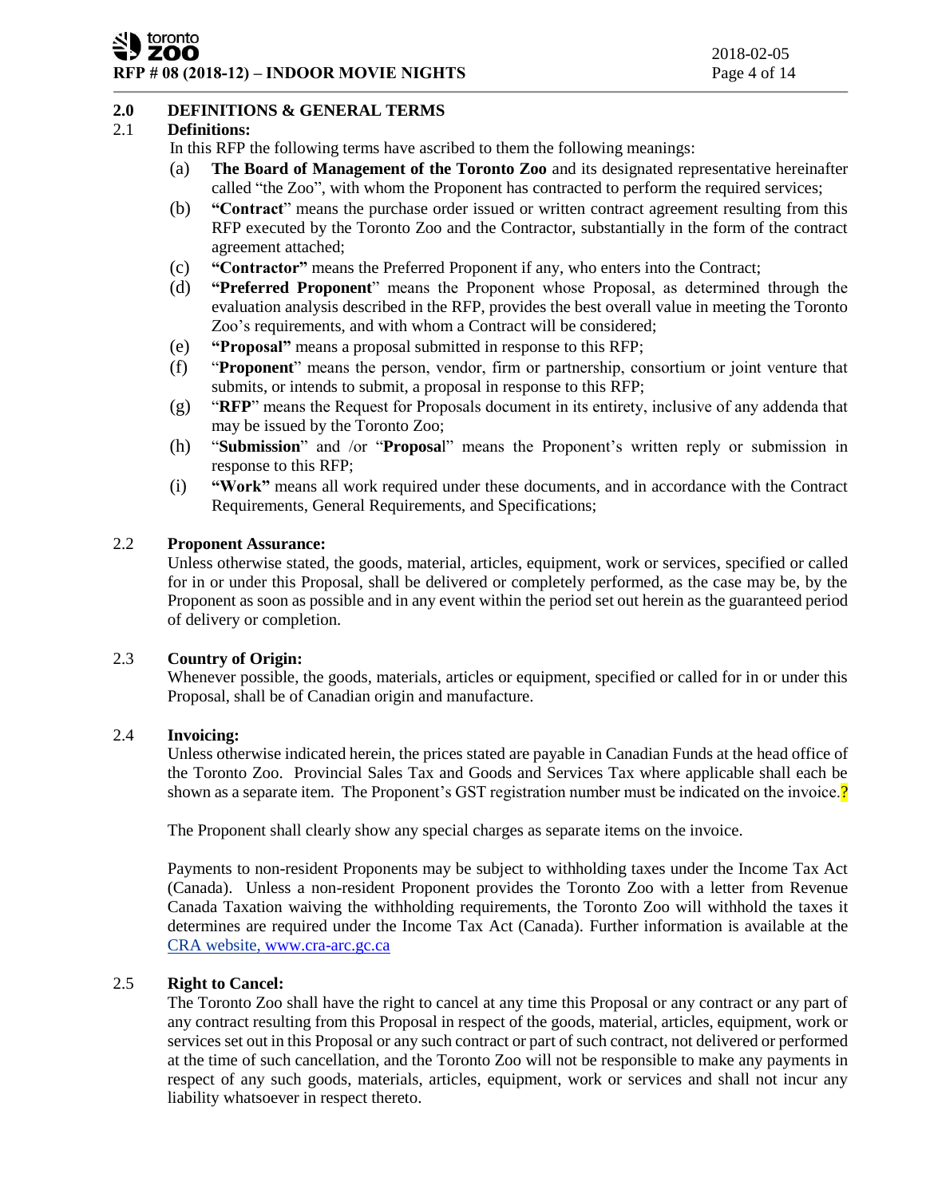## 2.0 DEFINITIONS & GENERAL TERMS

### 2.1 Definitions:

In this RFP the following terms have ascribed to them the following meanings:

(a) **The Board of Management of the Toronto Zoo** and its designated representative hereinafter called "the Zoo", with whom the Proponent has contracted to perform the required services;

(b) **"Contract**" means the purchase order issued or written contract agreement resulting from this RFP executed by the Toronto Zoo and the Contractor, substantially in the form of the contract agreement attached;

(c) **"Contractor"** means the Preferred Proponent if any, who enters into the Contract;

(d) **"Preferred Proponent**" means the Proponent whose Proposal, as determined through the evaluation analysis described in the RFP, provides the best overall value in meeting the Toronto Zoo's requirements, and with whom a Contract will be considered;

(e) **"Proposal"** means a proposal submitted in response to this RFP;

(f) "**Proponent**" means the person, vendor, firm or partnership, consortium or joint venture that submits, or intends to submit, a proposal in response to this RFP;

(g) "**RFP**" means the Request for Proposals document in its entirety, inclusive of any addenda that may be issued by the Toronto Zoo;

(h) "**Submission**" and /or "**Proposa**l" means the Proponent's written reply or submission in response to this RFP;

(i) **"Work"** means all work required under these documents, and in accordance with the Contract Requirements, General Requirements, and Specifications;

### 2.2 Proponent Assurance:

Unless otherwise stated, the goods, material, articles, equipment, work or services, specified or called for in or under this Proposal, shall be delivered or completely performed, as the case may be, by the Proponent as soon as possible and in any event within the period set out herein as the guaranteed period of delivery or completion.

### 2.3 Country of Origin:

Whenever possible, the goods, materials, articles or equipment, specified or called for in or under this Proposal, shall be of Canadian origin and manufacture.

### 2.4 Invoicing:

Unless otherwise indicated herein, the prices stated are payable in Canadian Funds at the head office of the Toronto Zoo. Provincial Sales Tax and Goods and Services Tax where applicable shall each be shown as a separate item. The Proponent's GST registration number must be indicated on the invoice.?

The Proponent shall clearly show any special charges as separate items on the invoice.

Payments to non-resident Proponents may be subject to withholding taxes under the Income Tax Act (Canada). Unless a non-resident Proponent provides the Toronto Zoo with a letter from Revenue Canada Taxation waiving the withholding requirements, the Toronto Zoo will withhold the taxes it determines are required under the Income Tax Act (Canada). Further information is available at the CRA website, www.cra-arc.gc.ca

### 2.5 Right to Cancel:

The Toronto Zoo shall have the right to cancel at any time this Proposal or any contract or any part of any contract resulting from this Proposal in respect of the goods, material, articles, equipment, work or services set out in this Proposal or any such contract or part of such contract, not delivered or performed at the time of such cancellation, and the Toronto Zoo will not be responsible to make any payments in respect of any such goods, materials, articles, equipment, work or services and shall not incur any liability whatsoever in respect thereto.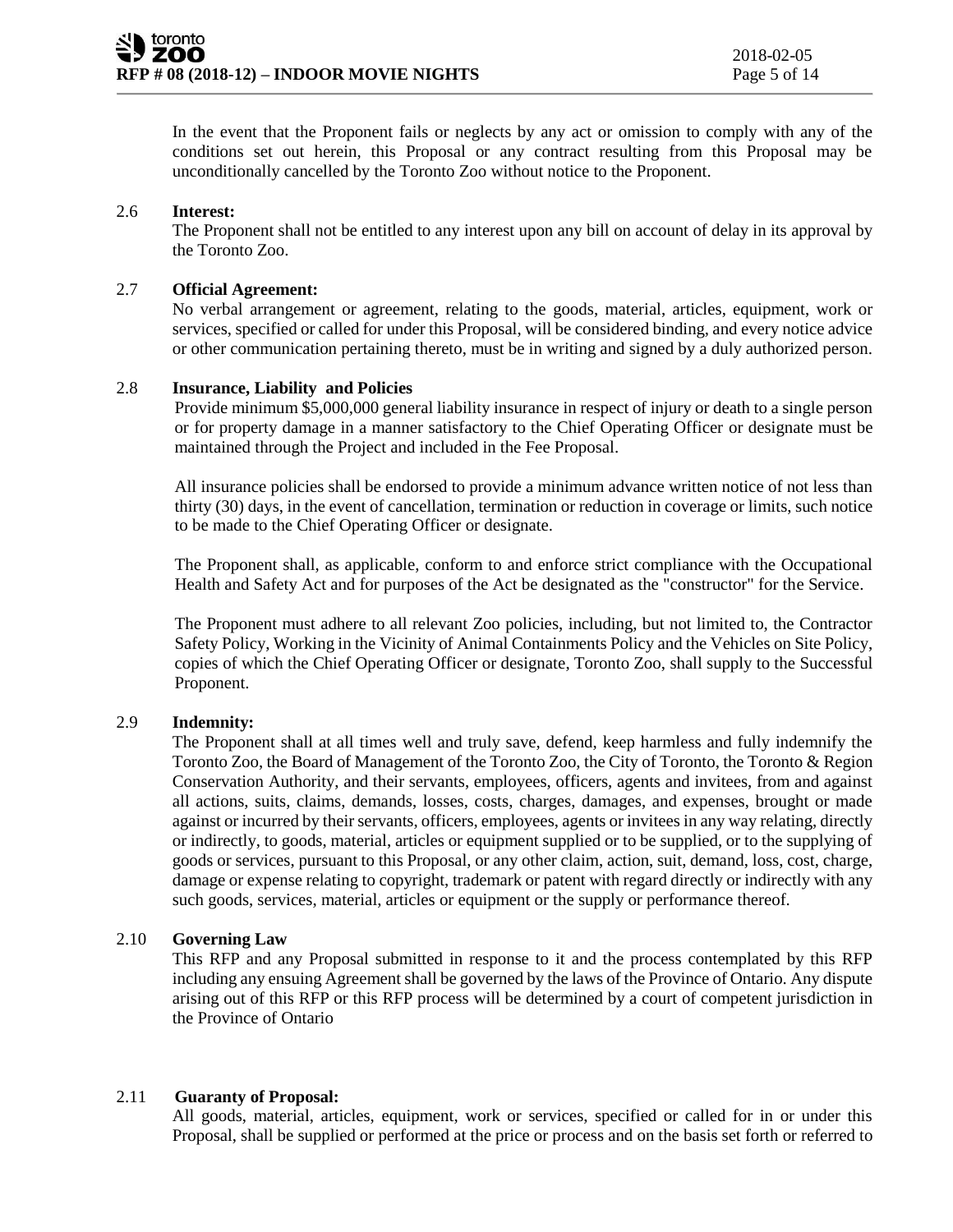In the event that the Proponent fails or neglects by any act or omission to comply with any of the conditions set out herein, this Proposal or any contract resulting from this Proposal may be unconditionally cancelled by the Toronto Zoo without notice to the Proponent.

2.6 **Interest:**

The Proponent shall not be entitled to any interest upon any bill on account of delay in its approval by the Toronto Zoo.

2.7 **Official Agreement:**

No verbal arrangement or agreement, relating to the goods, material, articles, equipment, work or services, specified or called for under this Proposal, will be considered binding, and every notice advice or other communication pertaining thereto, must be in writing and signed by a duly authorized person.

2.8 **Insurance, Liability and Policies**

Provide minimum $5,000,000 general liability insurance in respect of injury or death to a single person or for property damage in a manner satisfactory to the Chief Operating Officer or designate must be maintained through the Project and included in the Fee Proposal.

All insurance policies shall be endorsed to provide a minimum advance written notice of not less than thirty (30) days, in the event of cancellation, termination or reduction in coverage or limits, such notice to be made to the Chief Operating Officer or designate.

The Proponent shall, as applicable, conform to and enforce strict compliance with the Occupational Health and Safety Act and for purposes of the Act be designated as the "constructor" for the Service.

The Proponent must adhere to all relevant Zoo policies, including, but not limited to, the Contractor Safety Policy, Working in the Vicinity of Animal Containments Policy and the Vehicles on Site Policy, copies of which the Chief Operating Officer or designate, Toronto Zoo, shall supply to the Successful Proponent.

2.9 **Indemnity:**

The Proponent shall at all times well and truly save, defend, keep harmless and fully indemnify the Toronto Zoo, the Board of Management of the Toronto Zoo, the City of Toronto, the Toronto & Region Conservation Authority, and their servants, employees, officers, agents and invitees, from and against all actions, suits, claims, demands, losses, costs, charges, damages, and expenses, brought or made against or incurred by their servants, officers, employees, agents or invitees in any way relating, directly or indirectly, to goods, material, articles or equipment supplied or to be supplied, or to the supplying of goods or services, pursuant to this Proposal, or any other claim, action, suit, demand, loss, cost, charge, damage or expense relating to copyright, trademark or patent with regard directly or indirectly with any such goods, services, material, articles or equipment or the supply or performance thereof.

2.10 **Governing Law**

This RFP and any Proposal submitted in response to it and the process contemplated by this RFP including any ensuing Agreement shall be governed by the laws of the Province of Ontario. Any dispute arising out of this RFP or this RFP process will be determined by a court of competent jurisdiction in the Province of Ontario

2.11 **Guaranty of Proposal:**

All goods, material, articles, equipment, work or services, specified or called for in or under this Proposal, shall be supplied or performed at the price or process and on the basis set forth or referred to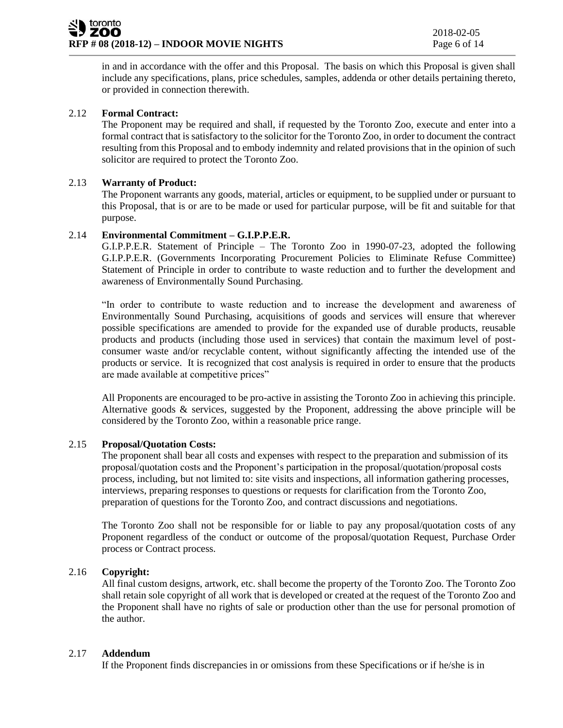in and in accordance with the offer and this Proposal. The basis on which this Proposal is given shall include any specifications, plans, price schedules, samples, addenda or other details pertaining thereto, or provided in connection therewith.

2.12 **Formal Contract:**

The Proponent may be required and shall, if requested by the Toronto Zoo, execute and enter into a formal contract that is satisfactory to the solicitor for the Toronto Zoo, in order to document the contract resulting from this Proposal and to embody indemnity and related provisions that in the opinion of such solicitor are required to protect the Toronto Zoo.

2.13 **Warranty of Product:**

The Proponent warrants any goods, material, articles or equipment, to be supplied under or pursuant to this Proposal, that is or are to be made or used for particular purpose, will be fit and suitable for that purpose.

2.14 **Environmental Commitment – G.I.P.P.E.R.**

G.I.P.P.E.R. Statement of Principle – The Toronto Zoo in 1990-07-23, adopted the following G.I.P.P.E.R. (Governments Incorporating Procurement Policies to Eliminate Refuse Committee) Statement of Principle in order to contribute to waste reduction and to further the development and awareness of Environmentally Sound Purchasing.

"In order to contribute to waste reduction and to increase the development and awareness of Environmentally Sound Purchasing, acquisitions of goods and services will ensure that wherever possible specifications are amended to provide for the expanded use of durable products, reusable products and products (including those used in services) that contain the maximum level of post-consumer waste and/or recyclable content, without significantly affecting the intended use of the products or service. It is recognized that cost analysis is required in order to ensure that the products are made available at competitive prices"

All Proponents are encouraged to be pro-active in assisting the Toronto Zoo in achieving this principle. Alternative goods & services, suggested by the Proponent, addressing the above principle will be considered by the Toronto Zoo, within a reasonable price range.

2.15 **Proposal/Quotation Costs:**

The proponent shall bear all costs and expenses with respect to the preparation and submission of its proposal/quotation costs and the Proponent's participation in the proposal/quotation/proposal costs process, including, but not limited to: site visits and inspections, all information gathering processes, interviews, preparing responses to questions or requests for clarification from the Toronto Zoo, preparation of questions for the Toronto Zoo, and contract discussions and negotiations.

The Toronto Zoo shall not be responsible for or liable to pay any proposal/quotation costs of any Proponent regardless of the conduct or outcome of the proposal/quotation Request, Purchase Order process or Contract process.

2.16 **Copyright:**

All final custom designs, artwork, etc. shall become the property of the Toronto Zoo. The Toronto Zoo shall retain sole copyright of all work that is developed or created at the request of the Toronto Zoo and the Proponent shall have no rights of sale or production other than the use for personal promotion of the author.

2.17 **Addendum**

If the Proponent finds discrepancies in or omissions from these Specifications or if he/she is in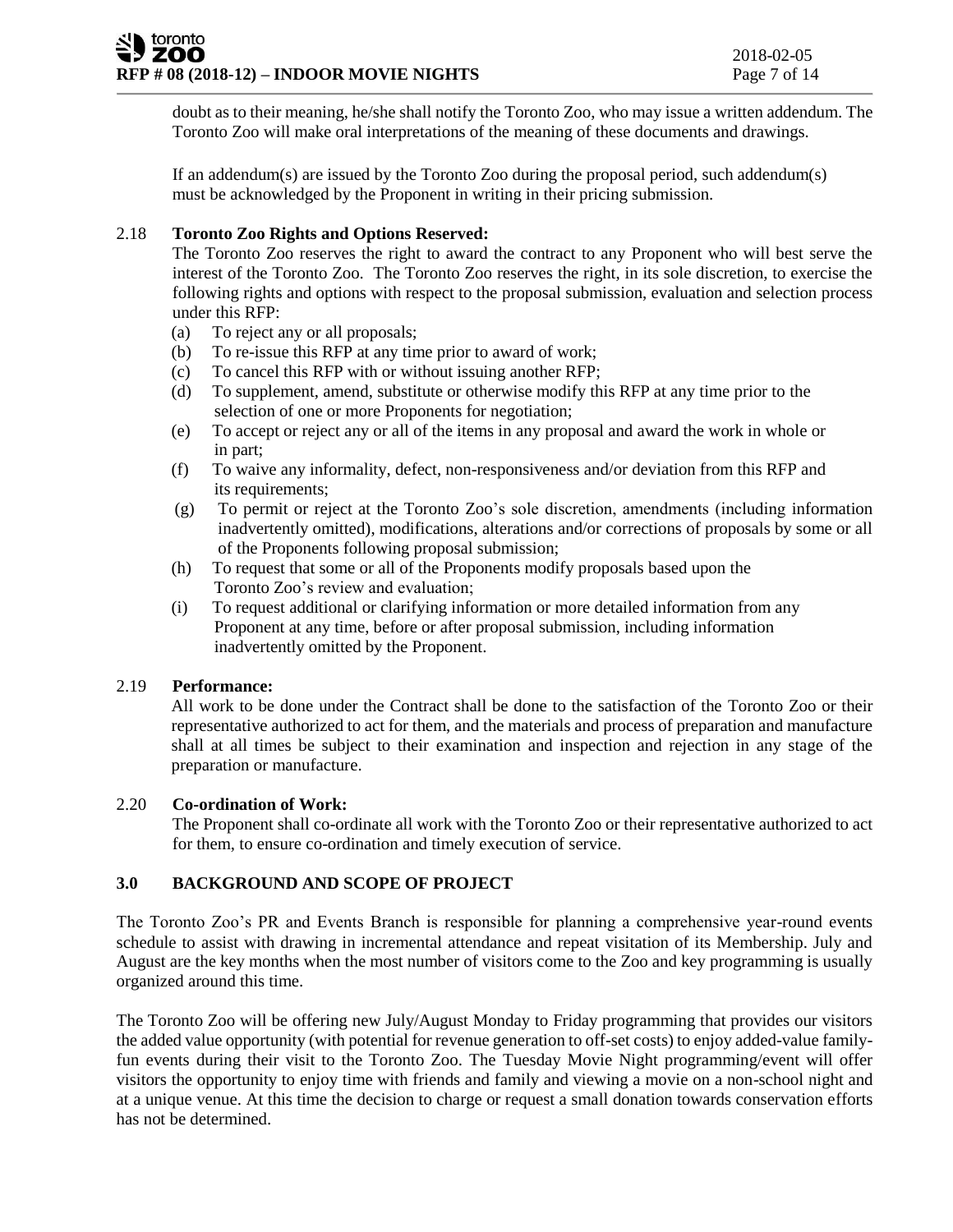doubt as to their meaning, he/she shall notify the Toronto Zoo, who may issue a written addendum. The Toronto Zoo will make oral interpretations of the meaning of these documents and drawings.

If an addendum(s) are issued by the Toronto Zoo during the proposal period, such addendum(s) must be acknowledged by the Proponent in writing in their pricing submission.

2.18 **Toronto Zoo Rights and Options Reserved:**

The Toronto Zoo reserves the right to award the contract to any Proponent who will best serve the interest of the Toronto Zoo. The Toronto Zoo reserves the right, in its sole discretion, to exercise the following rights and options with respect to the proposal submission, evaluation and selection process under this RFP:

(a) To reject any or all proposals;
(b) To re-issue this RFP at any time prior to award of work;
(c) To cancel this RFP with or without issuing another RFP;
(d) To supplement, amend, substitute or otherwise modify this RFP at any time prior to the selection of one or more Proponents for negotiation;
(e) To accept or reject any or all of the items in any proposal and award the work in whole or in part;
(f) To waive any informality, defect, non-responsiveness and/or deviation from this RFP and its requirements;
(g) To permit or reject at the Toronto Zoo's sole discretion, amendments (including information inadvertently omitted), modifications, alterations and/or corrections of proposals by some or all of the Proponents following proposal submission;
(h) To request that some or all of the Proponents modify proposals based upon the Toronto Zoo's review and evaluation;
(i) To request additional or clarifying information or more detailed information from any Proponent at any time, before or after proposal submission, including information inadvertently omitted by the Proponent.

2.19 **Performance:**

All work to be done under the Contract shall be done to the satisfaction of the Toronto Zoo or their representative authorized to act for them, and the materials and process of preparation and manufacture shall at all times be subject to their examination and inspection and rejection in any stage of the preparation or manufacture.

2.20 **Co-ordination of Work:**

The Proponent shall co-ordinate all work with the Toronto Zoo or their representative authorized to act for them, to ensure co-ordination and timely execution of service.

## 3.0 BACKGROUND AND SCOPE OF PROJECT

The Toronto Zoo's PR and Events Branch is responsible for planning a comprehensive year-round events schedule to assist with drawing in incremental attendance and repeat visitation of its Membership. July and August are the key months when the most number of visitors come to the Zoo and key programming is usually organized around this time.

The Toronto Zoo will be offering new July/August Monday to Friday programming that provides our visitors the added value opportunity (with potential for revenue generation to off-set costs) to enjoy added-value family-fun events during their visit to the Toronto Zoo. The Tuesday Movie Night programming/event will offer visitors the opportunity to enjoy time with friends and family and viewing a movie on a non-school night and at a unique venue. At this time the decision to charge or request a small donation towards conservation efforts has not be determined.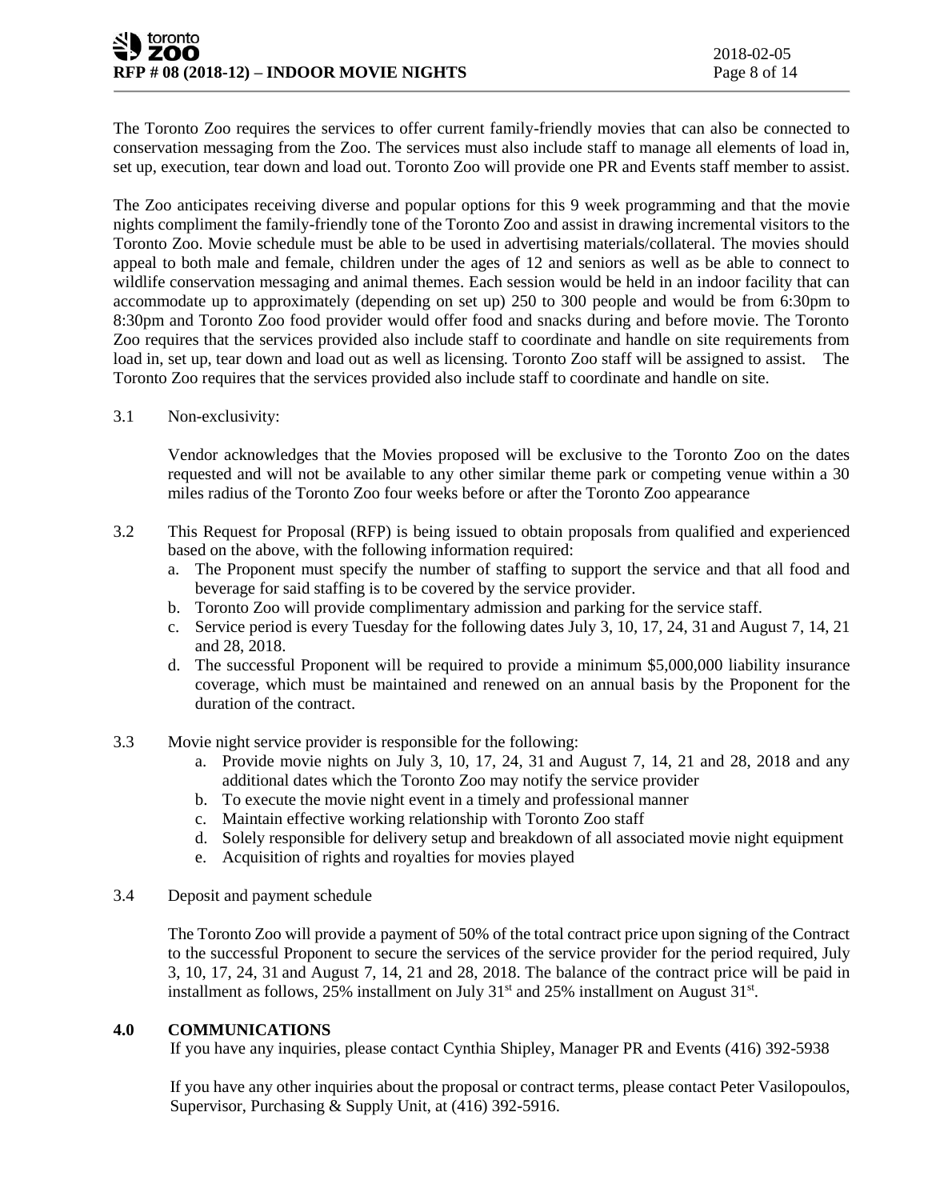The Toronto Zoo requires the services to offer current family-friendly movies that can also be connected to conservation messaging from the Zoo. The services must also include staff to manage all elements of load in, set up, execution, tear down and load out. Toronto Zoo will provide one PR and Events staff member to assist.

The Zoo anticipates receiving diverse and popular options for this 9 week programming and that the movie nights compliment the family-friendly tone of the Toronto Zoo and assist in drawing incremental visitors to the Toronto Zoo. Movie schedule must be able to be used in advertising materials/collateral. The movies should appeal to both male and female, children under the ages of 12 and seniors as well as be able to connect to wildlife conservation messaging and animal themes. Each session would be held in an indoor facility that can accommodate up to approximately (depending on set up) 250 to 300 people and would be from 6:30pm to 8:30pm and Toronto Zoo food provider would offer food and snacks during and before movie. The Toronto Zoo requires that the services provided also include staff to coordinate and handle on site requirements from load in, set up, tear down and load out as well as licensing. Toronto Zoo staff will be assigned to assist. The Toronto Zoo requires that the services provided also include staff to coordinate and handle on site.

3.1 Non-exclusivity:

Vendor acknowledges that the Movies proposed will be exclusive to the Toronto Zoo on the dates requested and will not be available to any other similar theme park or competing venue within a 30 miles radius of the Toronto Zoo four weeks before or after the Toronto Zoo appearance

3.2 This Request for Proposal (RFP) is being issued to obtain proposals from qualified and experienced based on the above, with the following information required:

   a. The Proponent must specify the number of staffing to support the service and that all food and beverage for said staffing is to be covered by the service provider.
   b. Toronto Zoo will provide complimentary admission and parking for the service staff.
   c. Service period is every Tuesday for the following dates July 3, 10, 17, 24, 31 and August 7, 14, 21 and 28, 2018.
   d. The successful Proponent will be required to provide a minimum $5,000,000 liability insurance coverage, which must be maintained and renewed on an annual basis by the Proponent for the duration of the contract.

3.3 Movie night service provider is responsible for the following:

   a. Provide movie nights on July 3, 10, 17, 24, 31 and August 7, 14, 21 and 28, 2018 and any additional dates which the Toronto Zoo may notify the service provider
   b. To execute the movie night event in a timely and professional manner
   c. Maintain effective working relationship with Toronto Zoo staff
   d. Solely responsible for delivery setup and breakdown of all associated movie night equipment
   e. Acquisition of rights and royalties for movies played

3.4 Deposit and payment schedule

The Toronto Zoo will provide a payment of 50% of the total contract price upon signing of the Contract to the successful Proponent to secure the services of the service provider for the period required, July 3, 10, 17, 24, 31 and August 7, 14, 21 and 28, 2018. The balance of the contract price will be paid in installment as follows, 25% installment on July 31st and 25% installment on August 31st.

## 4.0 COMMUNICATIONS

If you have any inquiries, please contact Cynthia Shipley, Manager PR and Events (416) 392-5938

If you have any other inquiries about the proposal or contract terms, please contact Peter Vasilopoulos, Supervisor, Purchasing & Supply Unit, at (416) 392-5916.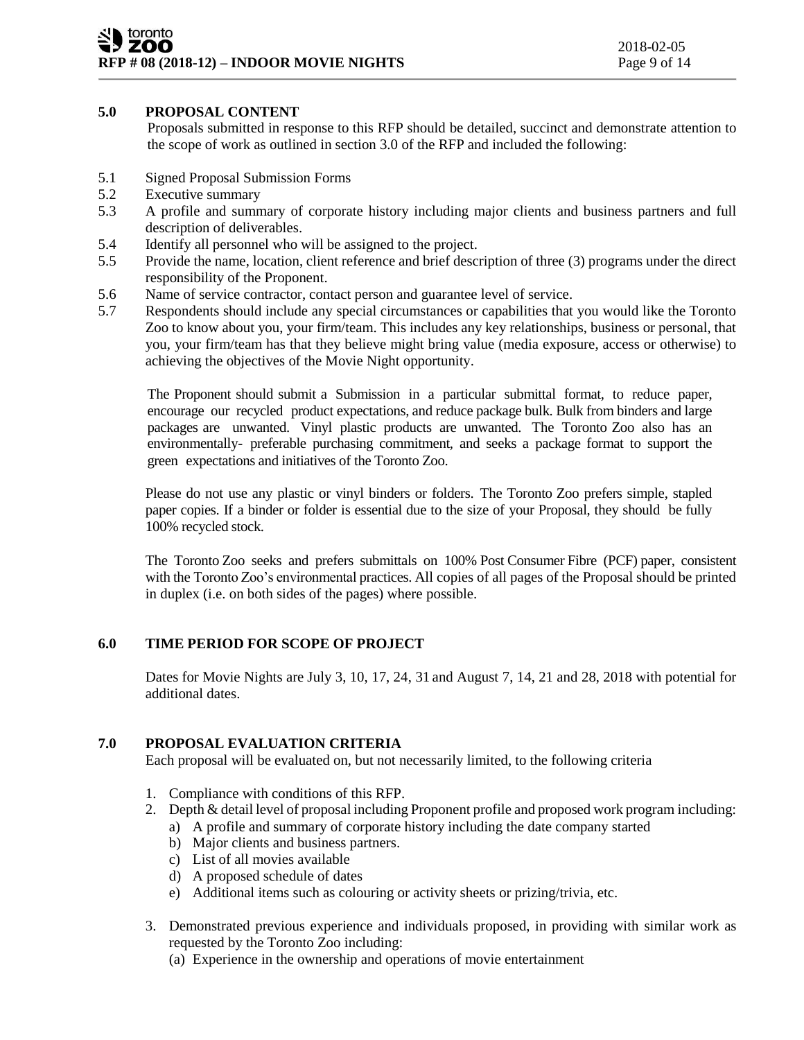## 5.0 PROPOSAL CONTENT

Proposals submitted in response to this RFP should be detailed, succinct and demonstrate attention to the scope of work as outlined in section 3.0 of the RFP and included the following:

- 5.1 Signed Proposal Submission Forms
- 5.2 Executive summary
- 5.3 A profile and summary of corporate history including major clients and business partners and full description of deliverables.
- 5.4 Identify all personnel who will be assigned to the project.
- 5.5 Provide the name, location, client reference and brief description of three (3) programs under the direct responsibility of the Proponent.
- 5.6 Name of service contractor, contact person and guarantee level of service.
- 5.7 Respondents should include any special circumstances or capabilities that you would like the Toronto Zoo to know about you, your firm/team. This includes any key relationships, business or personal, that you, your firm/team has that they believe might bring value (media exposure, access or otherwise) to achieving the objectives of the Movie Night opportunity.

The Proponent should submit a Submission in a particular submittal format, to reduce paper, encourage our recycled product expectations, and reduce package bulk. Bulk from binders and large packages are unwanted. Vinyl plastic products are unwanted. The Toronto Zoo also has an environmentally- preferable purchasing commitment, and seeks a package format to support the green expectations and initiatives of the Toronto Zoo.

Please do not use any plastic or vinyl binders or folders. The Toronto Zoo prefers simple, stapled paper copies. If a binder or folder is essential due to the size of your Proposal, they should be fully 100% recycled stock.

The Toronto Zoo seeks and prefers submittals on 100% Post Consumer Fibre (PCF) paper, consistent with the Toronto Zoo's environmental practices. All copies of all pages of the Proposal should be printed in duplex (i.e. on both sides of the pages) where possible.

## 6.0 TIME PERIOD FOR SCOPE OF PROJECT

Dates for Movie Nights are July 3, 10, 17, 24, 31 and August 7, 14, 21 and 28, 2018 with potential for additional dates.

## 7.0 PROPOSAL EVALUATION CRITERIA

Each proposal will be evaluated on, but not necessarily limited, to the following criteria

1. Compliance with conditions of this RFP.
2. Depth & detail level of proposal including Proponent profile and proposed work program including:
   - a) A profile and summary of corporate history including the date company started
   - b) Major clients and business partners.
   - c) List of all movies available
   - d) A proposed schedule of dates
   - e) Additional items such as colouring or activity sheets or prizing/trivia, etc.
3. Demonstrated previous experience and individuals proposed, in providing with similar work as requested by the Toronto Zoo including:
   - (a) Experience in the ownership and operations of movie entertainment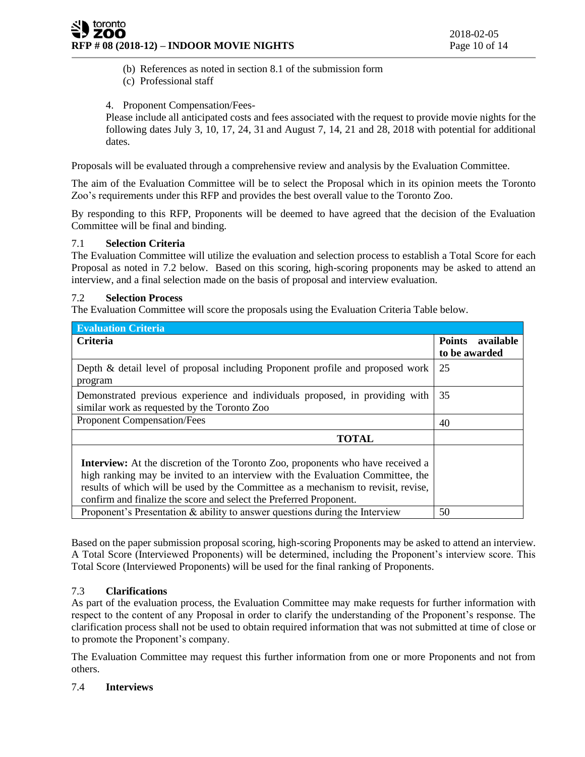(b) References as noted in section 8.1 of the submission form
(c) Professional staff

4. Proponent Compensation/Fees-
Please include all anticipated costs and fees associated with the request to provide movie nights for the following dates July 3, 10, 17, 24, 31 and August 7, 14, 21 and 28, 2018 with potential for additional dates.

Proposals will be evaluated through a comprehensive review and analysis by the Evaluation Committee.

The aim of the Evaluation Committee will be to select the Proposal which in its opinion meets the Toronto Zoo's requirements under this RFP and provides the best overall value to the Toronto Zoo.

By responding to this RFP, Proponents will be deemed to have agreed that the decision of the Evaluation Committee will be final and binding.

### 7.1 Selection Criteria

The Evaluation Committee will utilize the evaluation and selection process to establish a Total Score for each Proposal as noted in 7.2 below. Based on this scoring, high-scoring proponents may be asked to attend an interview, and a final selection made on the basis of proposal and interview evaluation.

### 7.2 Selection Process

The Evaluation Committee will score the proposals using the Evaluation Criteria Table below.

| **Evaluation Criteria** | |
|---|---|
| **Criteria** | **Points available to be awarded** |
| Depth & detail level of proposal including Proponent profile and proposed work program | 25 |
| Demonstrated previous experience and individuals proposed, in providing with similar work as requested by the Toronto Zoo | 35 |
| Proponent Compensation/Fees | 40 |
| **TOTAL** | |
| **Interview:** At the discretion of the Toronto Zoo, proponents who have received a high ranking may be invited to an interview with the Evaluation Committee, the results of which will be used by the Committee as a mechanism to revisit, revise, confirm and finalize the score and select the Preferred Proponent. | |
| Proponent's Presentation & ability to answer questions during the Interview | 50 |

Based on the paper submission proposal scoring, high-scoring Proponents may be asked to attend an interview. A Total Score (Interviewed Proponents) will be determined, including the Proponent's interview score. This Total Score (Interviewed Proponents) will be used for the final ranking of Proponents.

### 7.3 Clarifications

As part of the evaluation process, the Evaluation Committee may make requests for further information with respect to the content of any Proposal in order to clarify the understanding of the Proponent's response. The clarification process shall not be used to obtain required information that was not submitted at time of close or to promote the Proponent's company.

The Evaluation Committee may request this further information from one or more Proponents and not from others.

### 7.4 Interviews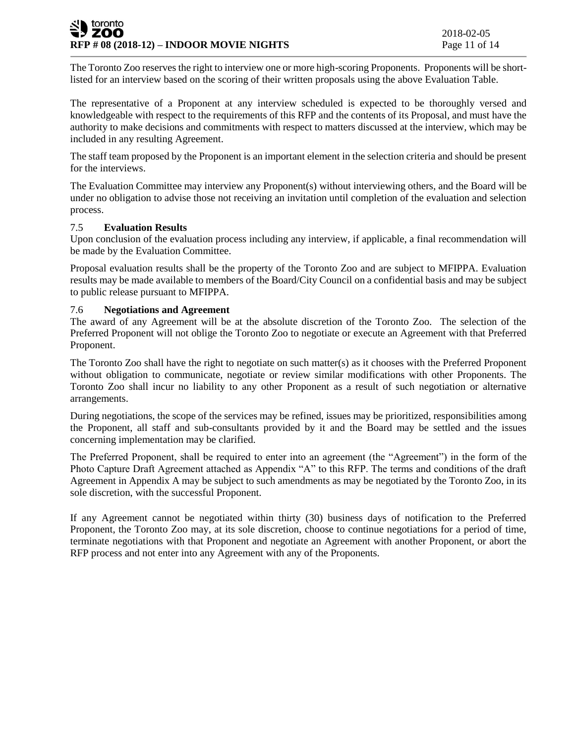The Toronto Zoo reserves the right to interview one or more high-scoring Proponents. Proponents will be short-listed for an interview based on the scoring of their written proposals using the above Evaluation Table.

The representative of a Proponent at any interview scheduled is expected to be thoroughly versed and knowledgeable with respect to the requirements of this RFP and the contents of its Proposal, and must have the authority to make decisions and commitments with respect to matters discussed at the interview, which may be included in any resulting Agreement.

The staff team proposed by the Proponent is an important element in the selection criteria and should be present for the interviews.

The Evaluation Committee may interview any Proponent(s) without interviewing others, and the Board will be under no obligation to advise those not receiving an invitation until completion of the evaluation and selection process.

### 7.5 Evaluation Results

Upon conclusion of the evaluation process including any interview, if applicable, a final recommendation will be made by the Evaluation Committee.

Proposal evaluation results shall be the property of the Toronto Zoo and are subject to MFIPPA. Evaluation results may be made available to members of the Board/City Council on a confidential basis and may be subject to public release pursuant to MFIPPA.

### 7.6 Negotiations and Agreement

The award of any Agreement will be at the absolute discretion of the Toronto Zoo. The selection of the Preferred Proponent will not oblige the Toronto Zoo to negotiate or execute an Agreement with that Preferred Proponent.

The Toronto Zoo shall have the right to negotiate on such matter(s) as it chooses with the Preferred Proponent without obligation to communicate, negotiate or review similar modifications with other Proponents. The Toronto Zoo shall incur no liability to any other Proponent as a result of such negotiation or alternative arrangements.

During negotiations, the scope of the services may be refined, issues may be prioritized, responsibilities among the Proponent, all staff and sub-consultants provided by it and the Board may be settled and the issues concerning implementation may be clarified.

The Preferred Proponent, shall be required to enter into an agreement (the "Agreement") in the form of the Photo Capture Draft Agreement attached as Appendix "A" to this RFP. The terms and conditions of the draft Agreement in Appendix A may be subject to such amendments as may be negotiated by the Toronto Zoo, in its sole discretion, with the successful Proponent.

If any Agreement cannot be negotiated within thirty (30) business days of notification to the Preferred Proponent, the Toronto Zoo may, at its sole discretion, choose to continue negotiations for a period of time, terminate negotiations with that Proponent and negotiate an Agreement with another Proponent, or abort the RFP process and not enter into any Agreement with any of the Proponents.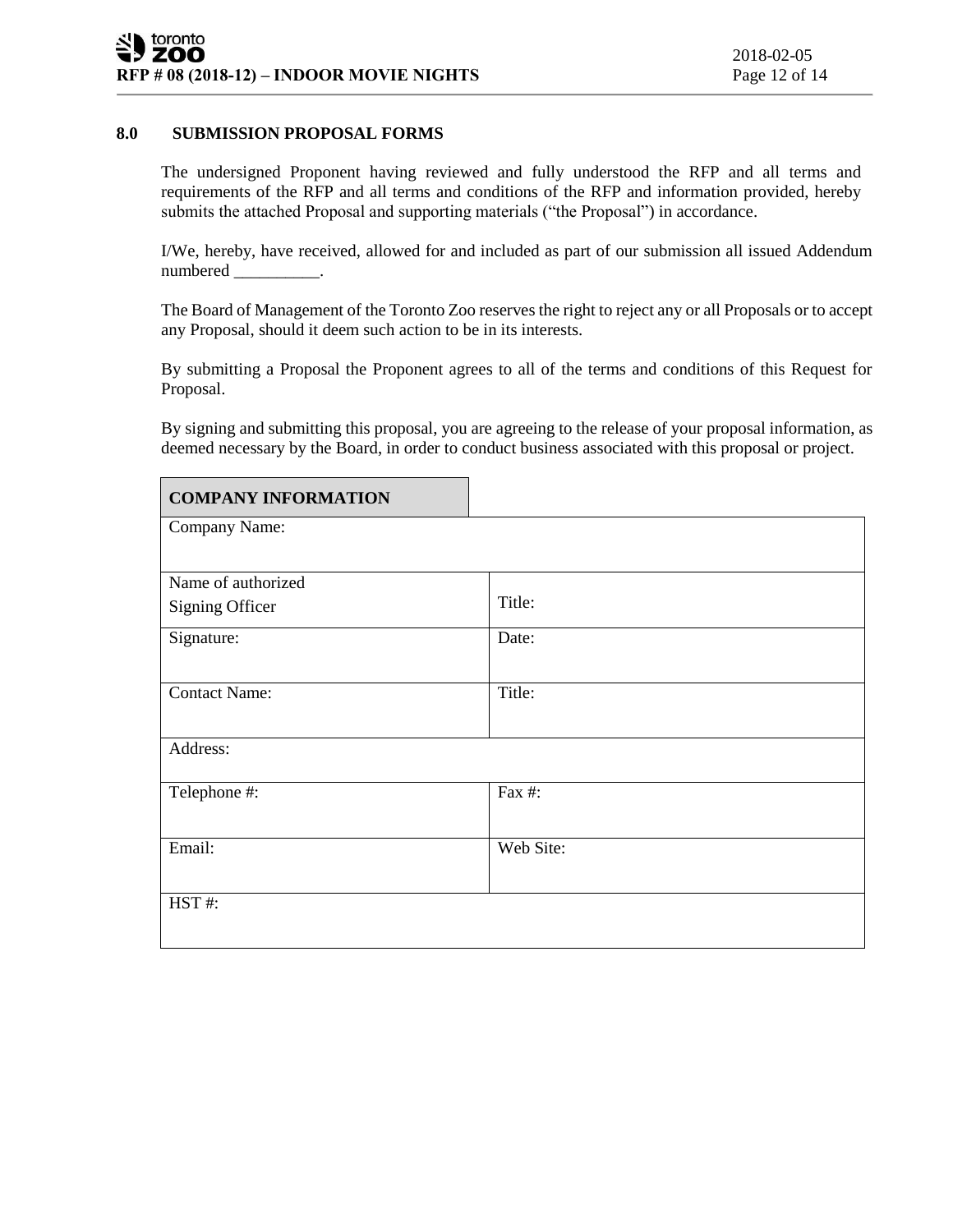## 8.0 SUBMISSION PROPOSAL FORMS

The undersigned Proponent having reviewed and fully understood the RFP and all terms and requirements of the RFP and all terms and conditions of the RFP and information provided, hereby submits the attached Proposal and supporting materials ("the Proposal") in accordance.

I/We, hereby, have received, allowed for and included as part of our submission all issued Addendum numbered __________.

The Board of Management of the Toronto Zoo reserves the right to reject any or all Proposals or to accept any Proposal, should it deem such action to be in its interests.

By submitting a Proposal the Proponent agrees to all of the terms and conditions of this Request for Proposal.

By signing and submitting this proposal, you are agreeing to the release of your proposal information, as deemed necessary by the Board, in order to conduct business associated with this proposal or project.

| **COMPANY INFORMATION** | |
|---|---|
| Company Name: | |
| Name of authorized Signing Officer | Title: |
| Signature: | Date: |
| Contact Name: | Title: |
| Address: | |
| Telephone #: | Fax #: |
| Email: | Web Site: |
| HST #: | |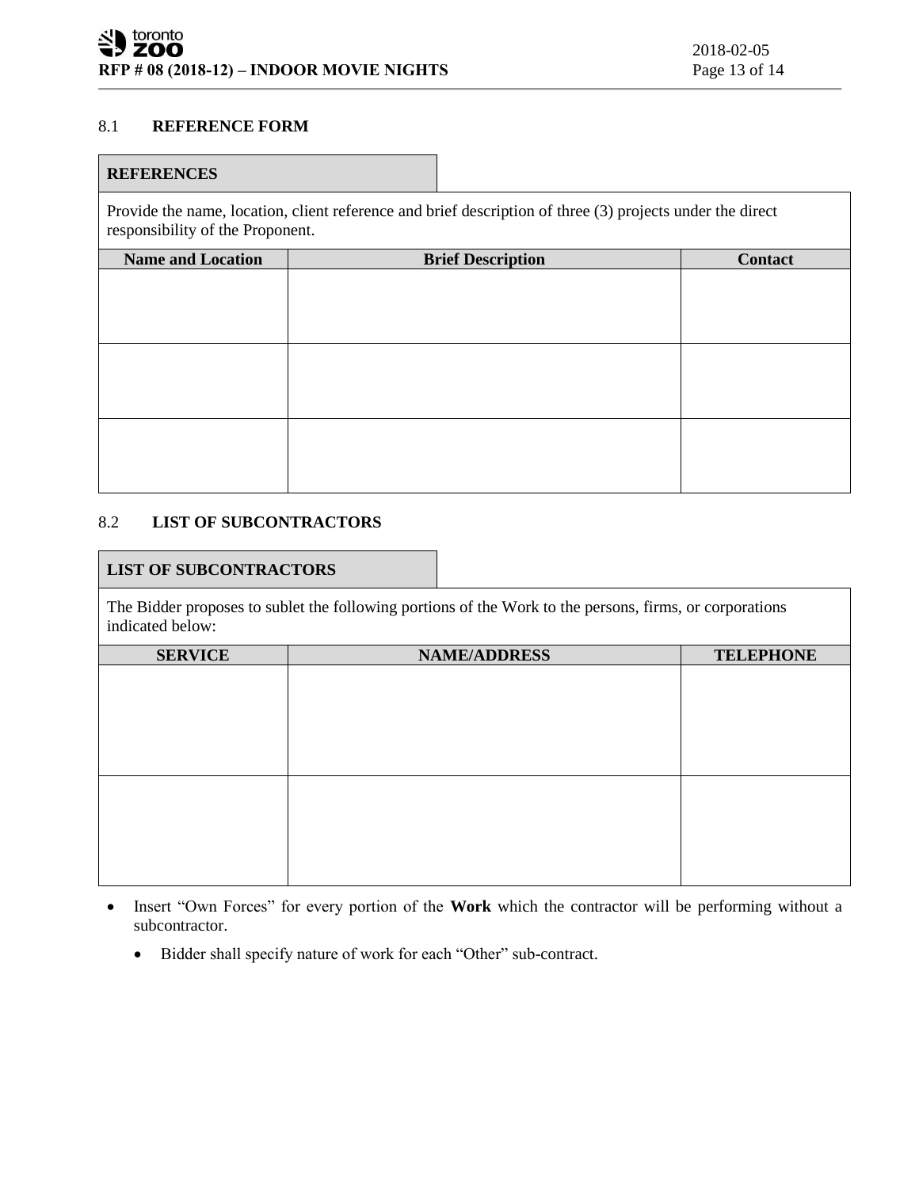### 8.1 **REFERENCE FORM**

**REFERENCES**

Provide the name, location, client reference and brief description of three (3) projects under the direct responsibility of the Proponent.

| Name and Location | Brief Description | Contact |
|---|---|---|
| | | |
| | | |
| | | |

### 8.2 **LIST OF SUBCONTRACTORS**

**LIST OF SUBCONTRACTORS**

The Bidder proposes to sublet the following portions of the Work to the persons, firms, or corporations indicated below:

| SERVICE | NAME/ADDRESS | TELEPHONE |
|---|---|---|
| | | |
| | | |

- Insert "Own Forces" for every portion of the **Work** which the contractor will be performing without a subcontractor.
  - Bidder shall specify nature of work for each "Other" sub-contract.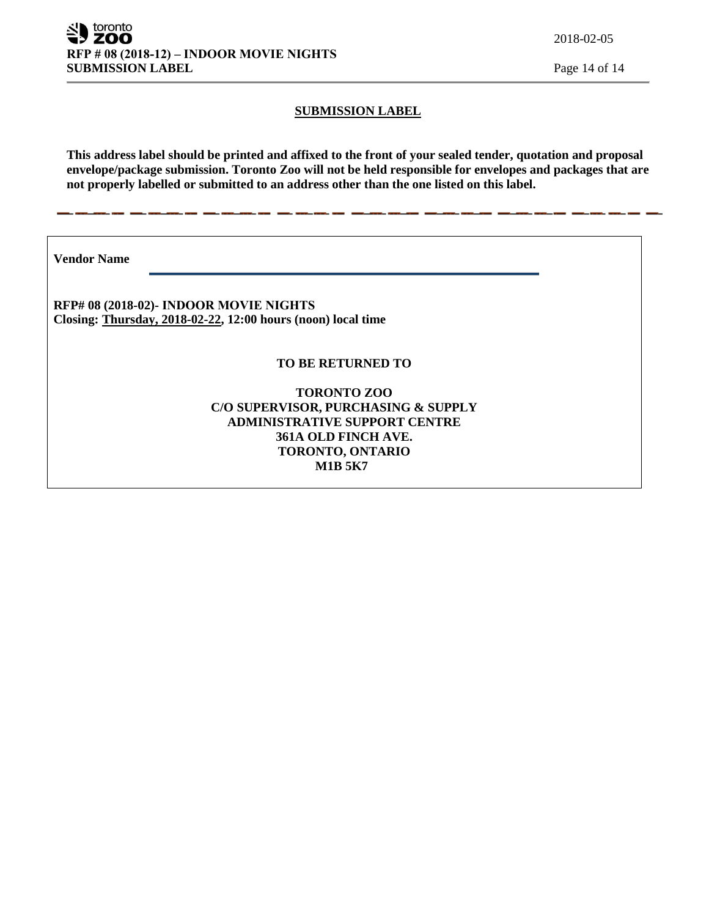## SUBMISSION LABEL

**This address label should be printed and affixed to the front of your sealed tender, quotation and proposal envelope/package submission. Toronto Zoo will not be held responsible for envelopes and packages that are not properly labelled or submitted to an address other than the one listed on this label.**

---

**Vendor Name** ____________________________________________

**RFP# 08 (2018-02)- INDOOR MOVIE NIGHTS**
**Closing: Thursday, 2018-02-22, 12:00 hours (noon) local time**

**TO BE RETURNED TO**

**TORONTO ZOO**
**C/O SUPERVISOR, PURCHASING & SUPPLY**
**ADMINISTRATIVE SUPPORT CENTRE**
**361A OLD FINCH AVE.**
**TORONTO, ONTARIO**
**M1B 5K7**